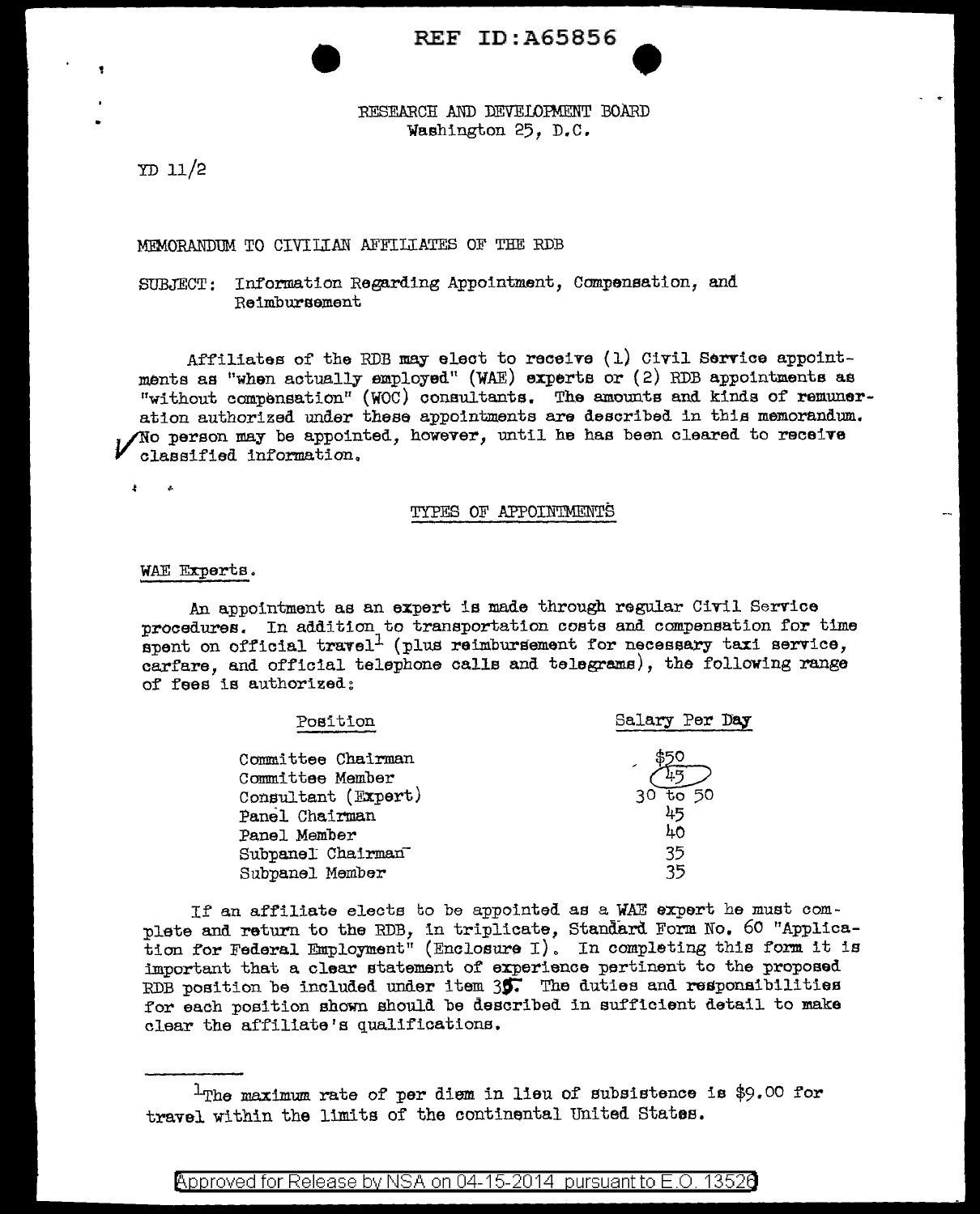REF ID:A65856

RESEARCH AND DEVELOPMENT BOARD
Washington 25, D.C.

YD 11/2

MEMORANDUM TO CIVILIAN AFFILIATES OF THE RDB

SUBJECT: Information Regarding Appointment, Compensation, and Reimbursement

Affiliates of the RDB may elect to receive (1) Civil Service appointments as "when actually employed" (WAE) experts or (2) RDB appointments as "without compensation" (WOC) consultants. The amounts and kinds of remuneration authorized under these appointments are described in this memorandum. No person may be appointed, however, until he has been cleared to receive classified information.

## TYPES OF APPOINTMENTS

### WAE Experts.

An appointment as an expert is made through regular Civil Service procedures. In addition to transportation costs and compensation for time spent on official travel[1] (plus reimbursement for necessary taxi service, carfare, and official telephone calls and telegrams), the following range of fees is authorized:

| Position | Salary Per Day |
|---|---|
| Committee Chairman | $50 |
| Committee Member | 45 |
| Consultant (Expert) | 30 to 50 |
| Panel Chairman | 45 |
| Panel Member | 40 |
| Subpanel Chairman | 35 |
| Subpanel Member | 35 |

If an affiliate elects to be appointed as a WAE expert he must complete and return to the RDB, in triplicate, Standard Form No. 60 "Application for Federal Employment" (Enclosure I). In completing this form it is important that a clear statement of experience pertinent to the proposed RDB position be included under item 35. The duties and responsibilities for each position shown should be described in sufficient detail to make clear the affiliate's qualifications.

[1] The maximum rate of per diem in lieu of subsistence is $9.00 for travel within the limits of the continental United States.

Approved for Release by NSA on 04-15-2014 pursuant to E.O. 13526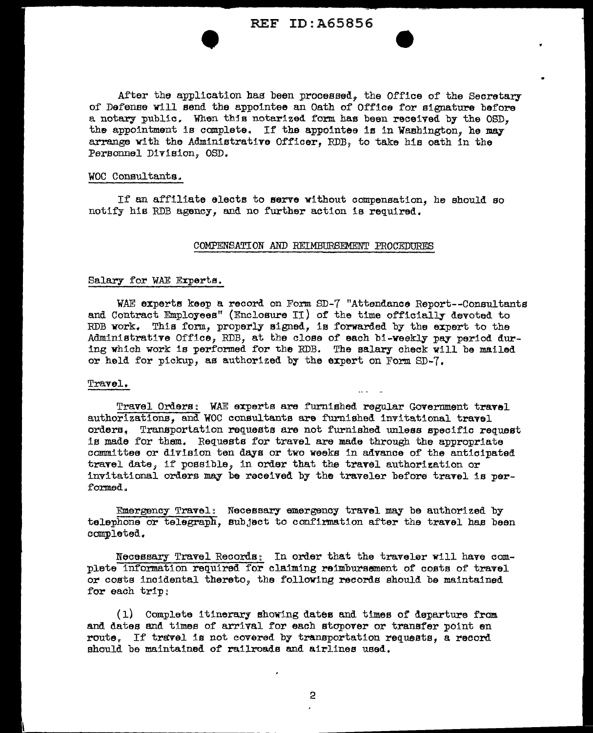After the application has been processed, the Office of the Secretary of Defense will send the appointee an Oath of Office for signature before a notary public. When this notarized form has been received by the OSD, the appointment is complete. If the appointee is in Washington, he may arrange with the Administrative Officer, RDB, to take his oath in the Personnel Division, OSD.

WOC Consultants.

If an affiliate elects to serve without compensation, he should so notify his RDB agency, and no further action is required.

## COMPENSATION AND REIMBURSEMENT PROCEDURES

Salary for WAE Experts.

WAE experts keep a record on Form SD-7 "Attendance Report--Consultants and Contract Employees" (Enclosure II) of the time officially devoted to RDB work. This form, properly signed, is forwarded by the expert to the Administrative Office, RDB, at the close of each bi-weekly pay period during which work is performed for the RDB. The salary check will be mailed or held for pickup, as authorized by the expert on Form SD-7.

Travel.

Travel Orders: WAE experts are furnished regular Government travel authorizations, and WOC consultants are furnished invitational travel orders. Transportation requests are not furnished unless specific request is made for them. Requests for travel are made through the appropriate committee or division ten days or two weeks in advance of the anticipated travel date, if possible, in order that the travel authorization or invitational orders may be received by the traveler before travel is performed.

Emergency Travel: Necessary emergency travel may be authorized by telephone or telegraph, subject to confirmation after the travel has been completed.

Necessary Travel Records: In order that the traveler will have complete information required for claiming reimbursement of costs of travel or costs incidental thereto, the following records should be maintained for each trip:

(1) Complete itinerary showing dates and times of departure from and dates and times of arrival for each stopover or transfer point en route. If travel is not covered by transportation requests, a record should be maintained of railroads and airlines used.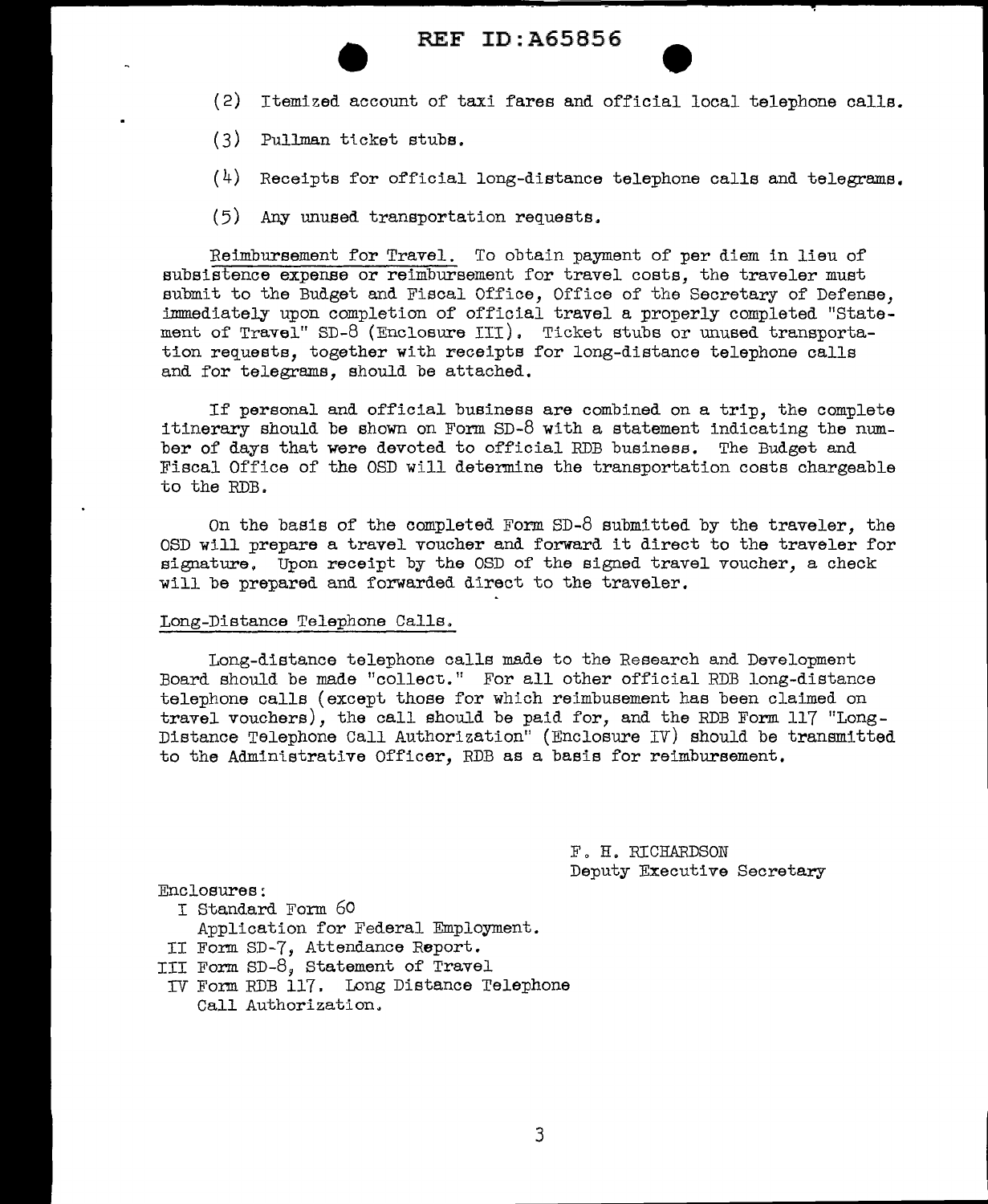(2) Itemized account of taxi fares and official local telephone calls.

(3) Pullman ticket stubs.

(4) Receipts for official long-distance telephone calls and telegrams.

(5) Any unused transportation requests.

Reimbursement for Travel. To obtain payment of per diem in lieu of subsistence expense or reimbursement for travel costs, the traveler must submit to the Budget and Fiscal Office, Office of the Secretary of Defense, immediately upon completion of official travel a properly completed "Statement of Travel" SD-8 (Enclosure III). Ticket stubs or unused transportation requests, together with receipts for long-distance telephone calls and for telegrams, should be attached.

If personal and official business are combined on a trip, the complete itinerary should be shown on Form SD-8 with a statement indicating the number of days that were devoted to official RDB business. The Budget and Fiscal Office of the OSD will determine the transportation costs chargeable to the RDB.

On the basis of the completed Form SD-8 submitted by the traveler, the OSD will prepare a travel voucher and forward it direct to the traveler for signature. Upon receipt by the OSD of the signed travel voucher, a check will be prepared and forwarded direct to the traveler.

Long-Distance Telephone Calls.

Long-distance telephone calls made to the Research and Development Board should be made "collect." For all other official RDB long-distance telephone calls (except those for which reimbusement has been claimed on travel vouchers), the call should be paid for, and the RDB Form 117 "Long-Distance Telephone Call Authorization" (Enclosure IV) should be transmitted to the Administrative Officer, RDB as a basis for reimbursement.

F. H. RICHARDSON
Deputy Executive Secretary

Enclosures:

I Standard Form 60
Application for Federal Employment.
II Form SD-7, Attendance Report.
III Form SD-8, Statement of Travel
IV Form RDB 117. Long Distance Telephone
Call Authorization.